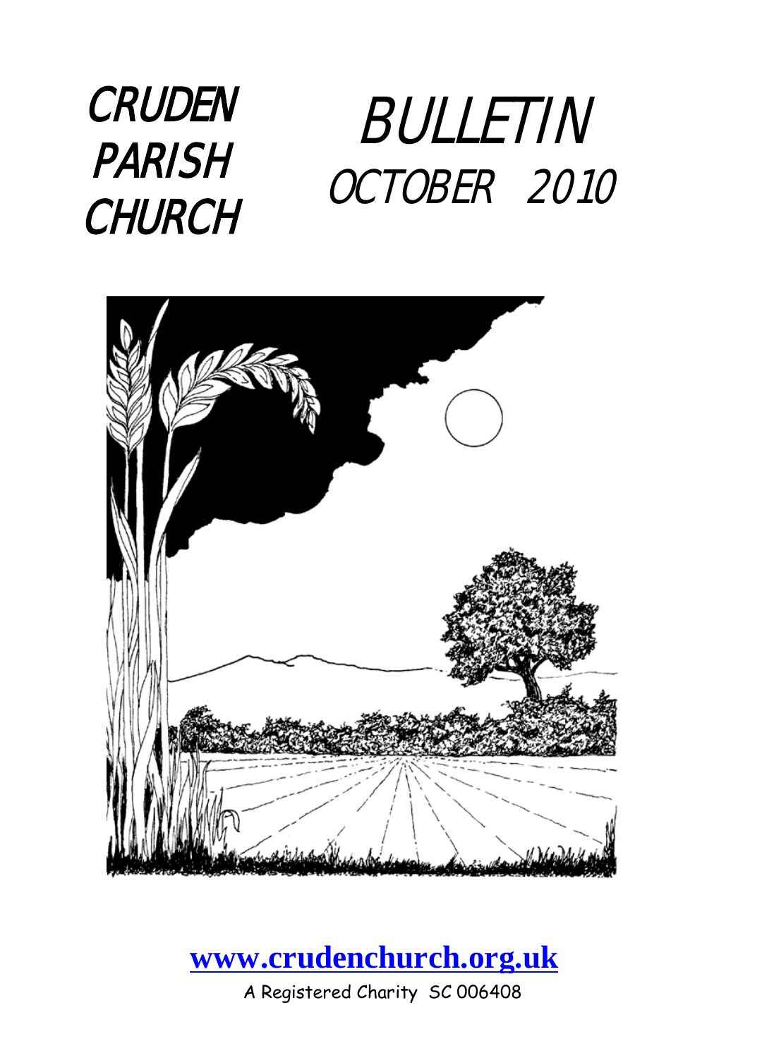# CRUDEN PARISH CHURCH

# BULLETIN

## OCTOBER 2010

**[www.crudenchurch.org.uk](http://www.crudenchurch.org.uk)**

A Registered Charity SC 006408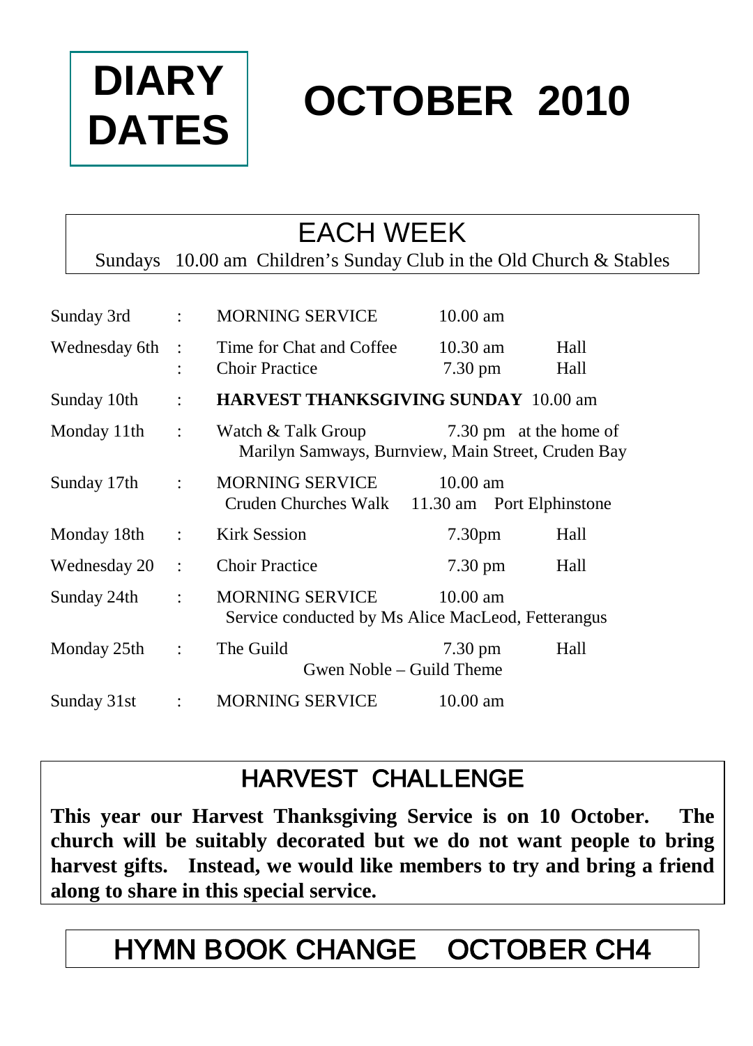# DIARY DATES

# OCTOBER 2010

## EACH WEEK

Sundays 10.00 am Children's Sunday Club in the Old Church & Stables

| | | | | |
|---|---|---|---|---|
| Sunday 3rd | : | MORNING SERVICE | 10.00 am | |
| Wednesday 6th | : | Time for Chat and Coffee | 10.30 am | Hall |
| | : | Choir Practice | 7.30 pm | Hall |
| Sunday 10th | : | **HARVEST THANKSGIVING SUNDAY** 10.00 am | | |
| Monday 11th | : | Watch & Talk Group | 7.30 pm | at the home of |
| | | Marilyn Samways, Burnview, Main Street, Cruden Bay | | |
| Sunday 17th | : | MORNING SERVICE | 10.00 am | |
| | | Cruden Churches Walk | 11.30 am | Port Elphinstone |
| Monday 18th | : | Kirk Session | 7.30pm | Hall |
| Wednesday 20 | : | Choir Practice | 7.30 pm | Hall |
| Sunday 24th | : | MORNING SERVICE | 10.00 am | |
| | | Service conducted by Ms Alice MacLeod, Fetterangus | | |
| Monday 25th | : | The Guild | 7.30 pm | Hall |
| | | Gwen Noble – Guild Theme | | |
| Sunday 31st | : | MORNING SERVICE | 10.00 am | |

## HARVEST CHALLENGE

**This year our Harvest Thanksgiving Service is on 10 October. The church will be suitably decorated but we do not want people to bring harvest gifts. Instead, we would like members to try and bring a friend along to share in this special service.**

## HYMN BOOK CHANGE OCTOBER CH4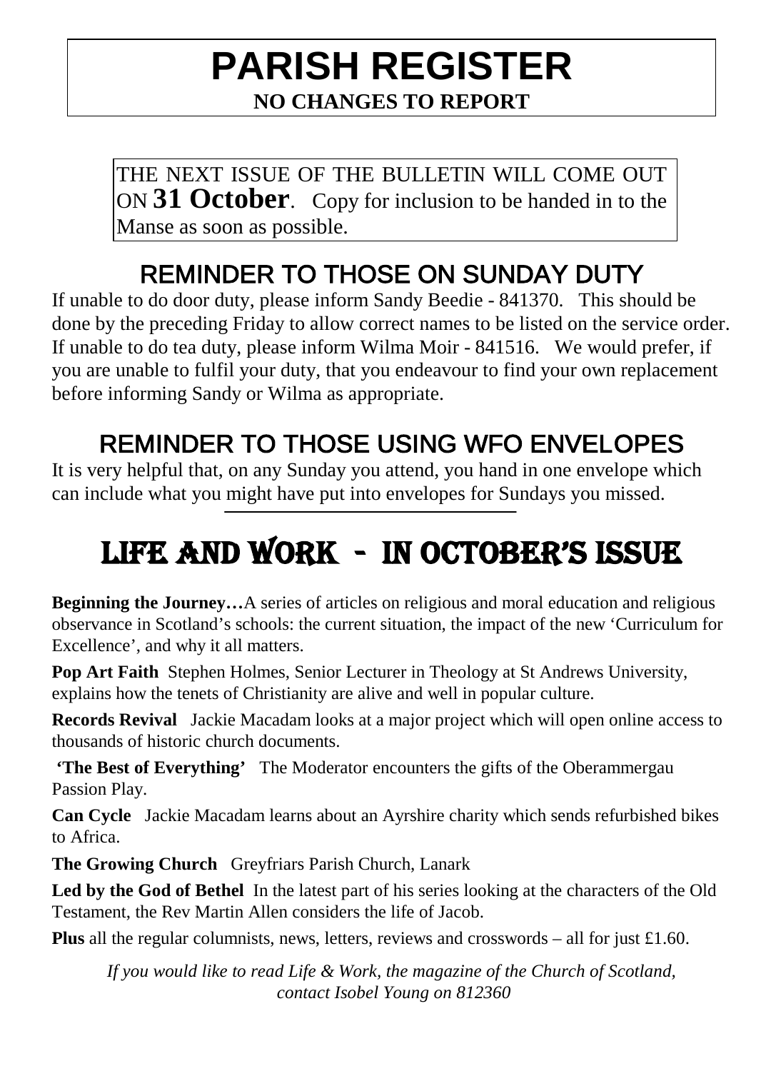# PARISH REGISTER

**NO CHANGES TO REPORT**

THE NEXT ISSUE OF THE BULLETIN WILL COME OUT ON **31 October**. Copy for inclusion to be handed in to the Manse as soon as possible.

## REMINDER TO THOSE ON SUNDAY DUTY

If unable to do door duty, please inform Sandy Beedie - 841370. This should be done by the preceding Friday to allow correct names to be listed on the service order. If unable to do tea duty, please inform Wilma Moir - 841516. We would prefer, if you are unable to fulfil your duty, that you endeavour to find your own replacement before informing Sandy or Wilma as appropriate.

## REMINDER TO THOSE USING WFO ENVELOPES

It is very helpful that, on any Sunday you attend, you hand in one envelope which can include what you might have put into envelopes for Sundays you missed.

# LIFE AND WORK - IN OCTOBER'S ISSUE

**Beginning the Journey…**A series of articles on religious and moral education and religious observance in Scotland's schools: the current situation, the impact of the new 'Curriculum for Excellence', and why it all matters.

**Pop Art Faith** Stephen Holmes, Senior Lecturer in Theology at St Andrews University, explains how the tenets of Christianity are alive and well in popular culture.

**Records Revival** Jackie Macadam looks at a major project which will open online access to thousands of historic church documents.

**'The Best of Everything'** The Moderator encounters the gifts of the Oberammergau Passion Play.

**Can Cycle** Jackie Macadam learns about an Ayrshire charity which sends refurbished bikes to Africa.

**The Growing Church** Greyfriars Parish Church, Lanark

**Led by the God of Bethel** In the latest part of his series looking at the characters of the Old Testament, the Rev Martin Allen considers the life of Jacob.

**Plus** all the regular columnists, news, letters, reviews and crosswords – all for just £1.60.

*If you would like to read Life & Work, the magazine of the Church of Scotland, contact Isobel Young on 812360*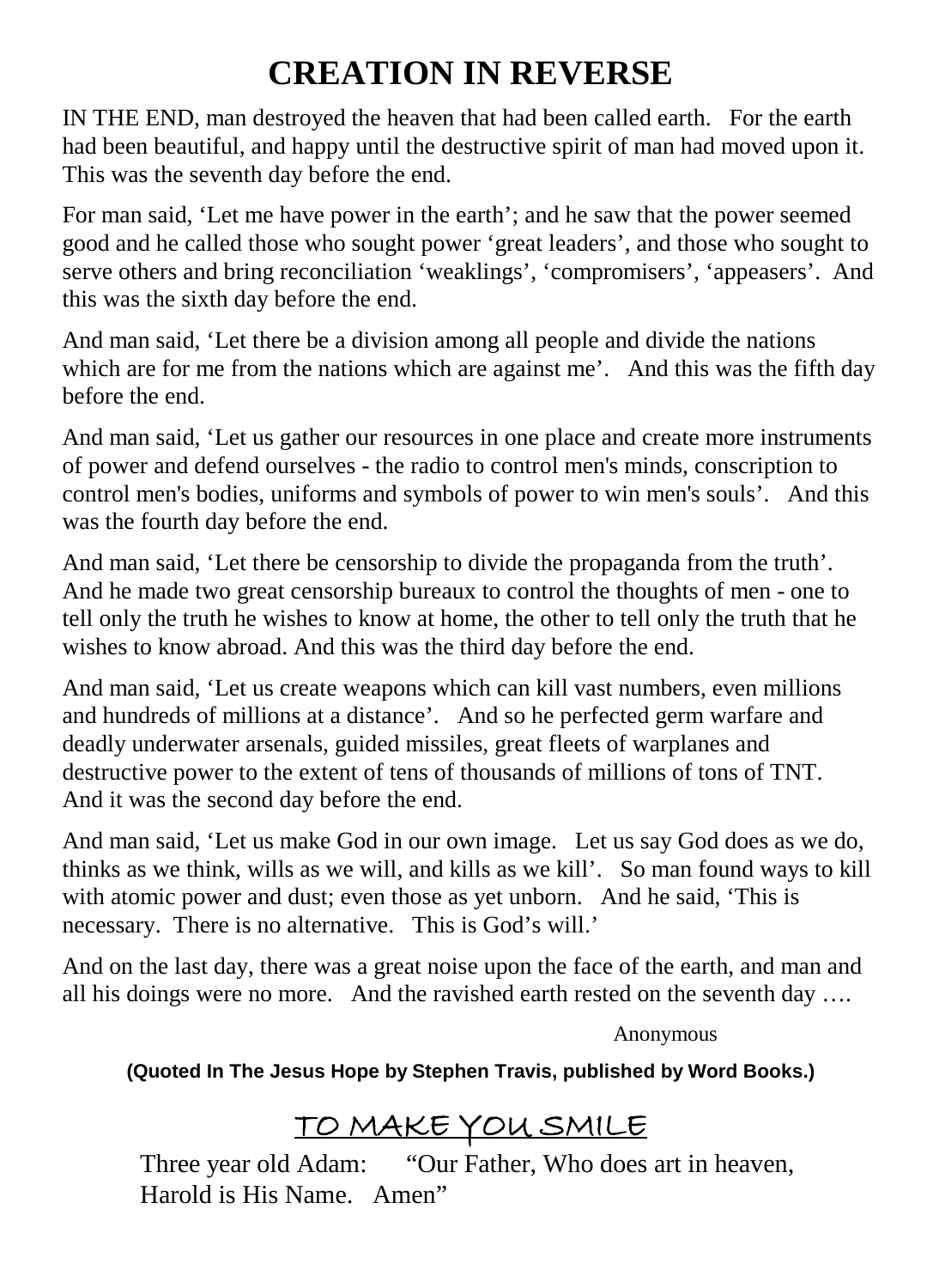# CREATION IN REVERSE

IN THE END, man destroyed the heaven that had been called earth. For the earth had been beautiful, and happy until the destructive spirit of man had moved upon it. This was the seventh day before the end.

For man said, 'Let me have power in the earth'; and he saw that the power seemed good and he called those who sought power 'great leaders', and those who sought to serve others and bring reconciliation 'weaklings', 'compromisers', 'appeasers'. And this was the sixth day before the end.

And man said, 'Let there be a division among all people and divide the nations which are for me from the nations which are against me'. And this was the fifth day before the end.

And man said, 'Let us gather our resources in one place and create more instruments of power and defend ourselves - the radio to control men's minds, conscription to control men's bodies, uniforms and symbols of power to win men's souls'. And this was the fourth day before the end.

And man said, 'Let there be censorship to divide the propaganda from the truth'. And he made two great censorship bureaux to control the thoughts of men - one to tell only the truth he wishes to know at home, the other to tell only the truth that he wishes to know abroad. And this was the third day before the end.

And man said, 'Let us create weapons which can kill vast numbers, even millions and hundreds of millions at a distance'. And so he perfected germ warfare and deadly underwater arsenals, guided missiles, great fleets of warplanes and destructive power to the extent of tens of thousands of millions of tons of TNT. And it was the second day before the end.

And man said, 'Let us make God in our own image. Let us say God does as we do, thinks as we think, wills as we will, and kills as we kill'. So man found ways to kill with atomic power and dust; even those as yet unborn. And he said, 'This is necessary. There is no alternative. This is God's will.'

And on the last day, there was a great noise upon the face of the earth, and man and all his doings were no more. And the ravished earth rested on the seventh day ….

Anonymous

**(Quoted In The Jesus Hope by Stephen Travis, published by Word Books.)**

## TO MAKE YOU SMILE

Three year old Adam: "Our Father, Who does art in heaven, Harold is His Name. Amen"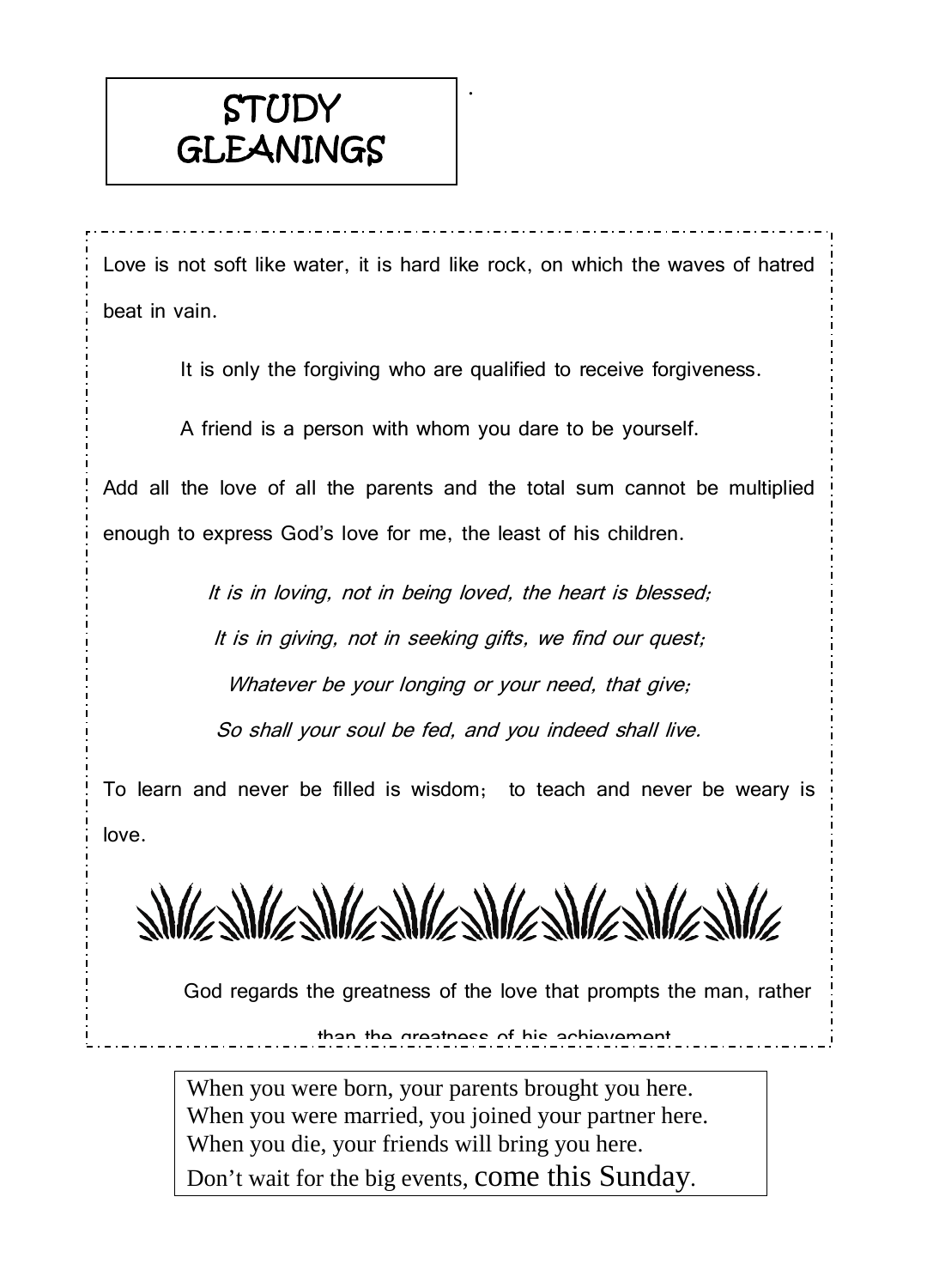# STUDY GLEANINGS

Love is not soft like water, it is hard like rock, on which the waves of hatred beat in vain.

It is only the forgiving who are qualified to receive forgiveness.

A friend is a person with whom you dare to be yourself.

Add all the love of all the parents and the total sum cannot be multiplied enough to express God's love for me, the least of his children.

*It is in loving, not in being loved, the heart is blessed;*
*It is in giving, not in seeking gifts, we find our quest;*
*Whatever be your longing or your need, that give;*
*So shall your soul be fed, and you indeed shall live.*

To learn and never be filled is wisdom; to teach and never be weary is love.

God regards the greatness of the love that prompts the man, rather than the greatness of his achievement.

When you were born, your parents brought you here.
When you were married, you joined your partner here.
When you die, your friends will bring you here.
Don't wait for the big events, come this Sunday.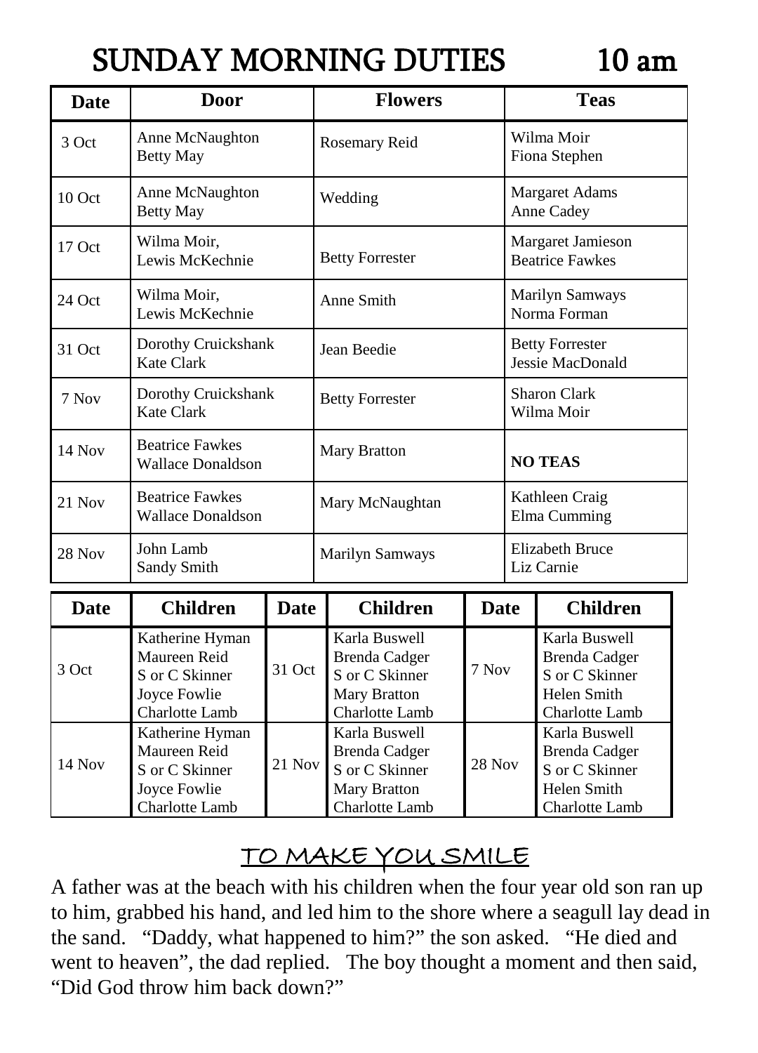# SUNDAY MORNING DUTIES 10 am

| Date | Door | Flowers | Teas |
|---|---|---|---|
| 3 Oct | Anne McNaughton<br>Betty May | Rosemary Reid | Wilma Moir<br>Fiona Stephen |
| 10 Oct | Anne McNaughton<br>Betty May | Wedding | Margaret Adams<br>Anne Cadey |
| 17 Oct | Wilma Moir,<br>Lewis McKechnie | Betty Forrester | Margaret Jamieson<br>Beatrice Fawkes |
| 24 Oct | Wilma Moir,<br>Lewis McKechnie | Anne Smith | Marilyn Samways<br>Norma Forman |
| 31 Oct | Dorothy Cruickshank<br>Kate Clark | Jean Beedie | Betty Forrester<br>Jessie MacDonald |
| 7 Nov | Dorothy Cruickshank<br>Kate Clark | Betty Forrester | Sharon Clark<br>Wilma Moir |
| 14 Nov | Beatrice Fawkes<br>Wallace Donaldson | Mary Bratton | **NO TEAS** |
| 21 Nov | Beatrice Fawkes<br>Wallace Donaldson | Mary McNaughtan | Kathleen Craig<br>Elma Cumming |
| 28 Nov | John Lamb<br>Sandy Smith | Marilyn Samways | Elizabeth Bruce<br>Liz Carnie |

| Date | Children | Date | Children | Date | Children |
|---|---|---|---|---|---|
| 3 Oct | Katherine Hyman<br>Maureen Reid<br>S or C Skinner<br>Joyce Fowlie<br>Charlotte Lamb | 31 Oct | Karla Buswell<br>Brenda Cadger<br>S or C Skinner<br>Mary Bratton<br>Charlotte Lamb | 7 Nov | Karla Buswell<br>Brenda Cadger<br>S or C Skinner<br>Helen Smith<br>Charlotte Lamb |
| 14 Nov | Katherine Hyman<br>Maureen Reid<br>S or C Skinner<br>Joyce Fowlie<br>Charlotte Lamb | 21 Nov | Karla Buswell<br>Brenda Cadger<br>S or C Skinner<br>Mary Bratton<br>Charlotte Lamb | 28 Nov | Karla Buswell<br>Brenda Cadger<br>S or C Skinner<br>Helen Smith<br>Charlotte Lamb |

## TO MAKE YOU SMILE

A father was at the beach with his children when the four year old son ran up to him, grabbed his hand, and led him to the shore where a seagull lay dead in the sand. "Daddy, what happened to him?" the son asked. "He died and went to heaven", the dad replied. The boy thought a moment and then said, "Did God throw him back down?"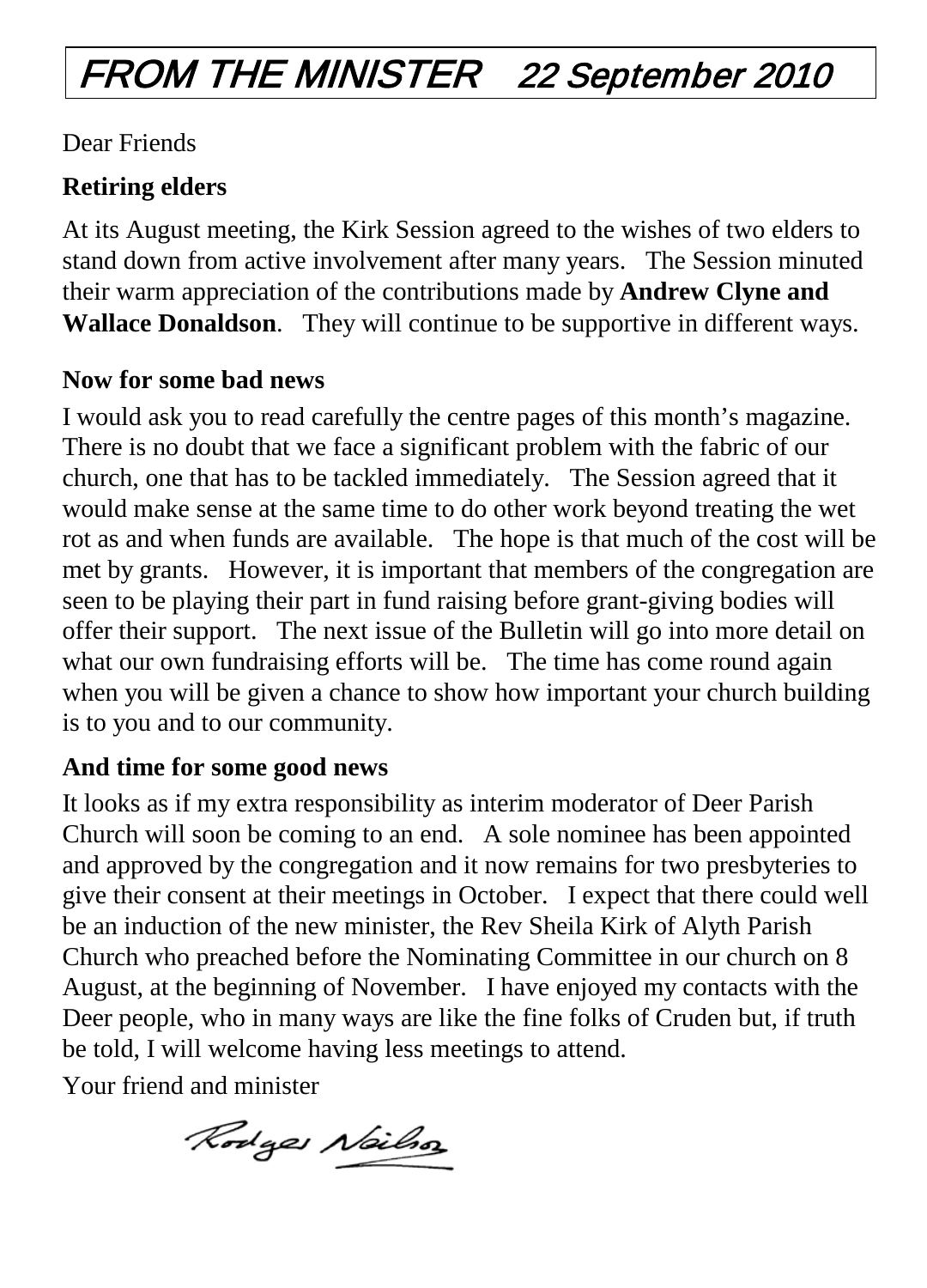# *FROM THE MINISTER   22 September 2010*

Dear Friends

**Retiring elders**

At its August meeting, the Kirk Session agreed to the wishes of two elders to stand down from active involvement after many years. The Session minuted their warm appreciation of the contributions made by **Andrew Clyne and Wallace Donaldson**. They will continue to be supportive in different ways.

**Now for some bad news**

I would ask you to read carefully the centre pages of this month's magazine. There is no doubt that we face a significant problem with the fabric of our church, one that has to be tackled immediately. The Session agreed that it would make sense at the same time to do other work beyond treating the wet rot as and when funds are available. The hope is that much of the cost will be met by grants. However, it is important that members of the congregation are seen to be playing their part in fund raising before grant-giving bodies will offer their support. The next issue of the Bulletin will go into more detail on what our own fundraising efforts will be. The time has come round again when you will be given a chance to show how important your church building is to you and to our community.

**And time for some good news**

It looks as if my extra responsibility as interim moderator of Deer Parish Church will soon be coming to an end. A sole nominee has been appointed and approved by the congregation and it now remains for two presbyteries to give their consent at their meetings in October. I expect that there could well be an induction of the new minister, the Rev Sheila Kirk of Alyth Parish Church who preached before the Nominating Committee in our church on 8 August, at the beginning of November. I have enjoyed my contacts with the Deer people, who in many ways are like the fine folks of Cruden but, if truth be told, I will welcome having less meetings to attend.

Your friend and minister

Rodger Neilson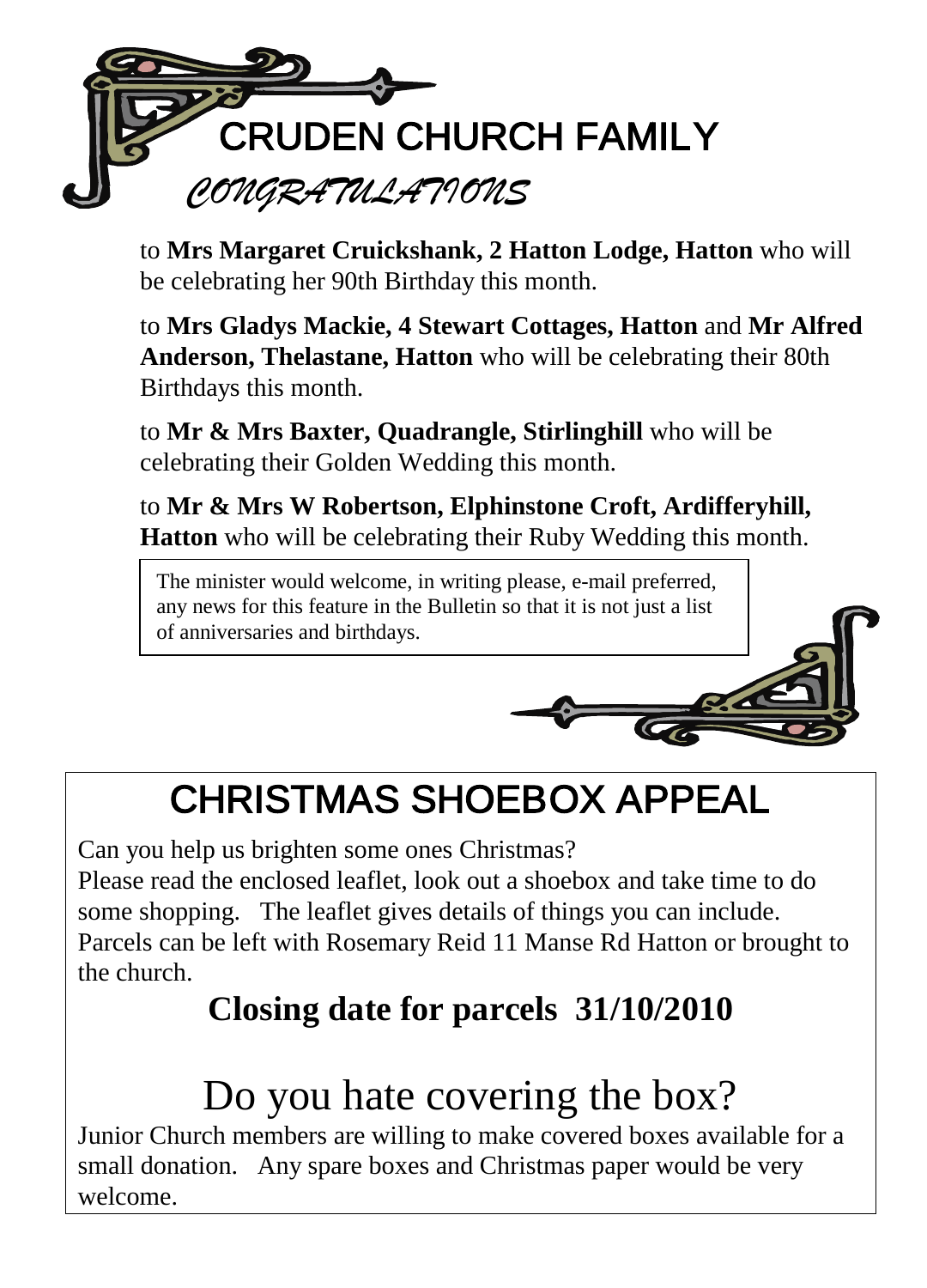# CRUDEN CHURCH FAMILY

## *CONGRATULATIONS*

to **Mrs Margaret Cruickshank, 2 Hatton Lodge, Hatton** who will be celebrating her 90th Birthday this month.

to **Mrs Gladys Mackie, 4 Stewart Cottages, Hatton** and **Mr Alfred Anderson, Thelastane, Hatton** who will be celebrating their 80th Birthdays this month.

to **Mr & Mrs Baxter, Quadrangle, Stirlinghill** who will be celebrating their Golden Wedding this month.

to **Mr & Mrs W Robertson, Elphinstone Croft, Ardifferyhill, Hatton** who will be celebrating their Ruby Wedding this month.

The minister would welcome, in writing please, e-mail preferred, any news for this feature in the Bulletin so that it is not just a list of anniversaries and birthdays.

# CHRISTMAS SHOEBOX APPEAL

Can you help us brighten some ones Christmas?
Please read the enclosed leaflet, look out a shoebox and take time to do some shopping. The leaflet gives details of things you can include. Parcels can be left with Rosemary Reid 11 Manse Rd Hatton or brought to the church.

**Closing date for parcels 31/10/2010**

## Do you hate covering the box?

Junior Church members are willing to make covered boxes available for a small donation. Any spare boxes and Christmas paper would be very welcome.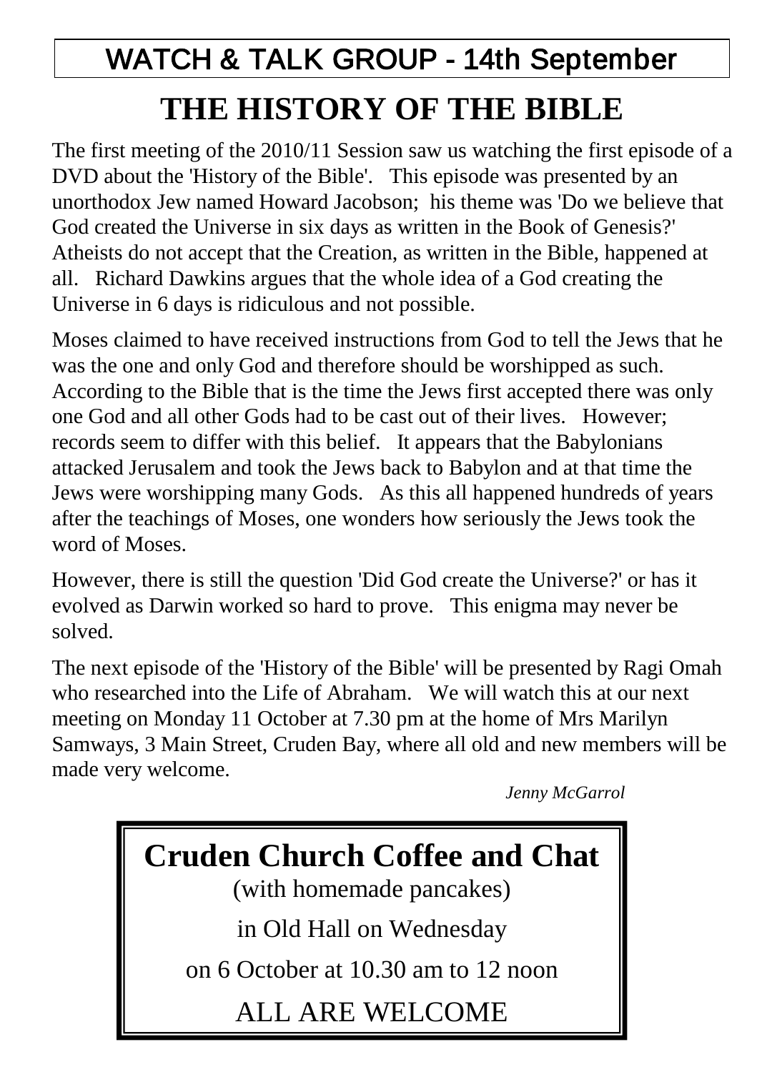# WATCH & TALK GROUP - 14th September

## THE HISTORY OF THE BIBLE

The first meeting of the 2010/11 Session saw us watching the first episode of a DVD about the 'History of the Bible'. This episode was presented by an unorthodox Jew named Howard Jacobson; his theme was 'Do we believe that God created the Universe in six days as written in the Book of Genesis?' Atheists do not accept that the Creation, as written in the Bible, happened at all. Richard Dawkins argues that the whole idea of a God creating the Universe in 6 days is ridiculous and not possible.

Moses claimed to have received instructions from God to tell the Jews that he was the one and only God and therefore should be worshipped as such. According to the Bible that is the time the Jews first accepted there was only one God and all other Gods had to be cast out of their lives. However; records seem to differ with this belief. It appears that the Babylonians attacked Jerusalem and took the Jews back to Babylon and at that time the Jews were worshipping many Gods. As this all happened hundreds of years after the teachings of Moses, one wonders how seriously the Jews took the word of Moses.

However, there is still the question 'Did God create the Universe?' or has it evolved as Darwin worked so hard to prove. This enigma may never be solved.

The next episode of the 'History of the Bible' will be presented by Ragi Omah who researched into the Life of Abraham. We will watch this at our next meeting on Monday 11 October at 7.30 pm at the home of Mrs Marilyn Samways, 3 Main Street, Cruden Bay, where all old and new members will be made very welcome.

*Jenny McGarrol*

---

**Cruden Church Coffee and Chat**

(with homemade pancakes)

in Old Hall on Wednesday

on 6 October at 10.30 am to 12 noon

ALL ARE WELCOME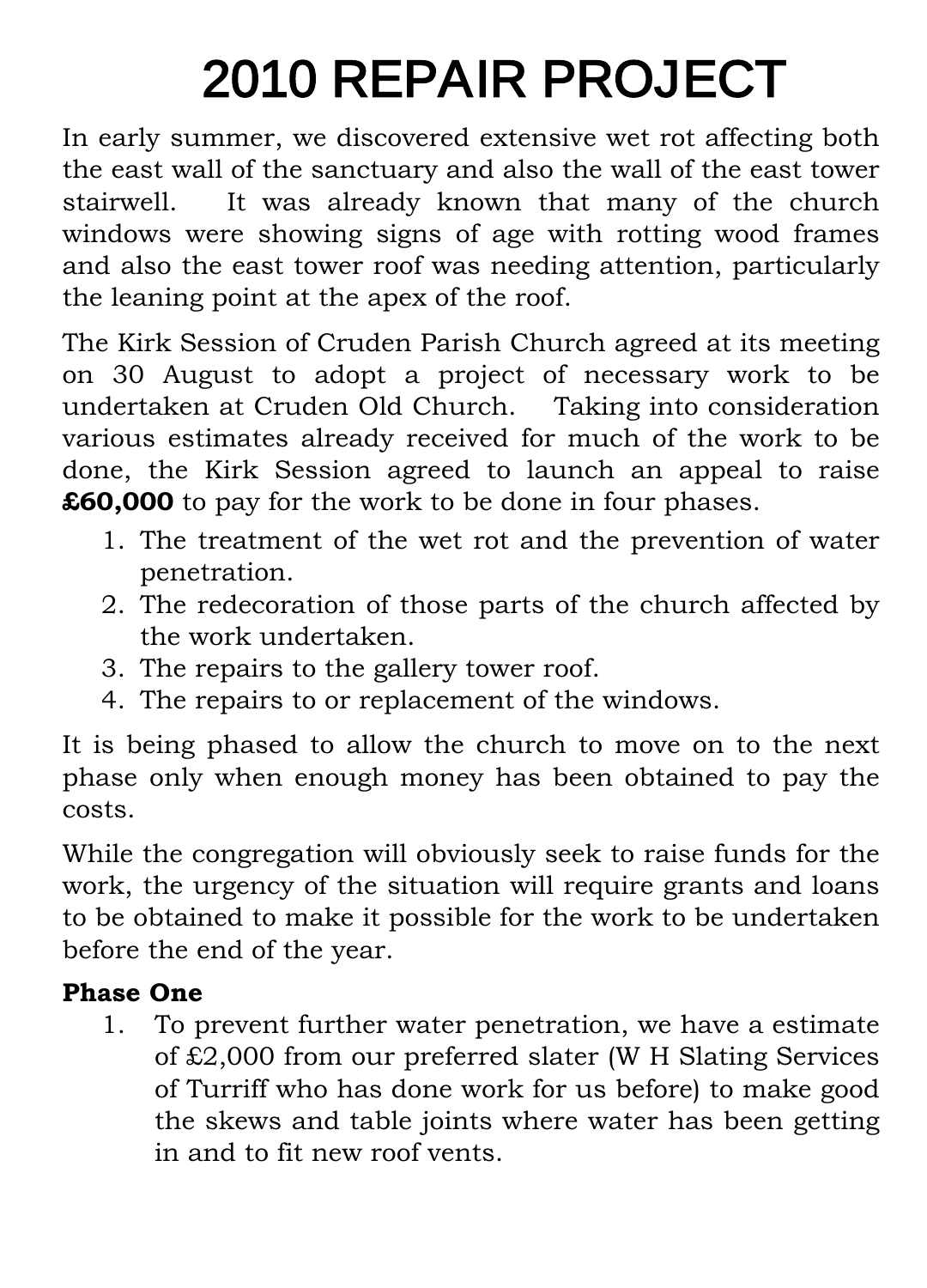# 2010 REPAIR PROJECT

In early summer, we discovered extensive wet rot affecting both the east wall of the sanctuary and also the wall of the east tower stairwell. It was already known that many of the church windows were showing signs of age with rotting wood frames and also the east tower roof was needing attention, particularly the leaning point at the apex of the roof.

The Kirk Session of Cruden Parish Church agreed at its meeting on 30 August to adopt a project of necessary work to be undertaken at Cruden Old Church. Taking into consideration various estimates already received for much of the work to be done, the Kirk Session agreed to launch an appeal to raise **£60,000** to pay for the work to be done in four phases.

1. The treatment of the wet rot and the prevention of water penetration.
2. The redecoration of those parts of the church affected by the work undertaken.
3. The repairs to the gallery tower roof.
4. The repairs to or replacement of the windows.

It is being phased to allow the church to move on to the next phase only when enough money has been obtained to pay the costs.

While the congregation will obviously seek to raise funds for the work, the urgency of the situation will require grants and loans to be obtained to make it possible for the work to be undertaken before the end of the year.

**Phase One**

1. To prevent further water penetration, we have a estimate of £2,000 from our preferred slater (W H Slating Services of Turriff who has done work for us before) to make good the skews and table joints where water has been getting in and to fit new roof vents.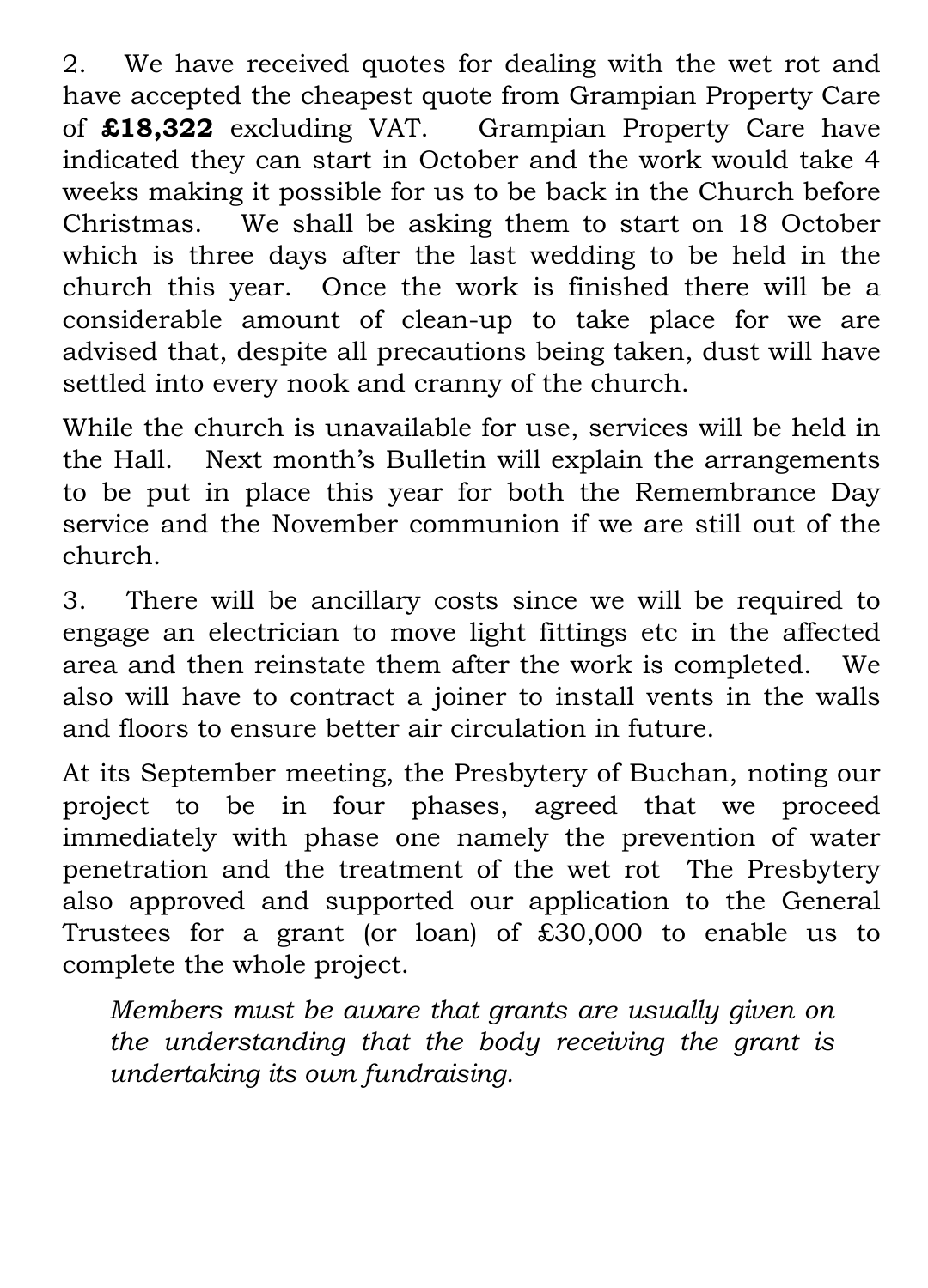2. We have received quotes for dealing with the wet rot and have accepted the cheapest quote from Grampian Property Care of **£18,322** excluding VAT. Grampian Property Care have indicated they can start in October and the work would take 4 weeks making it possible for us to be back in the Church before Christmas. We shall be asking them to start on 18 October which is three days after the last wedding to be held in the church this year. Once the work is finished there will be a considerable amount of clean-up to take place for we are advised that, despite all precautions being taken, dust will have settled into every nook and cranny of the church.

While the church is unavailable for use, services will be held in the Hall. Next month's Bulletin will explain the arrangements to be put in place this year for both the Remembrance Day service and the November communion if we are still out of the church.

3. There will be ancillary costs since we will be required to engage an electrician to move light fittings etc in the affected area and then reinstate them after the work is completed. We also will have to contract a joiner to install vents in the walls and floors to ensure better air circulation in future.

At its September meeting, the Presbytery of Buchan, noting our project to be in four phases, agreed that we proceed immediately with phase one namely the prevention of water penetration and the treatment of the wet rot The Presbytery also approved and supported our application to the General Trustees for a grant (or loan) of £30,000 to enable us to complete the whole project.

*Members must be aware that grants are usually given on the understanding that the body receiving the grant is undertaking its own fundraising.*